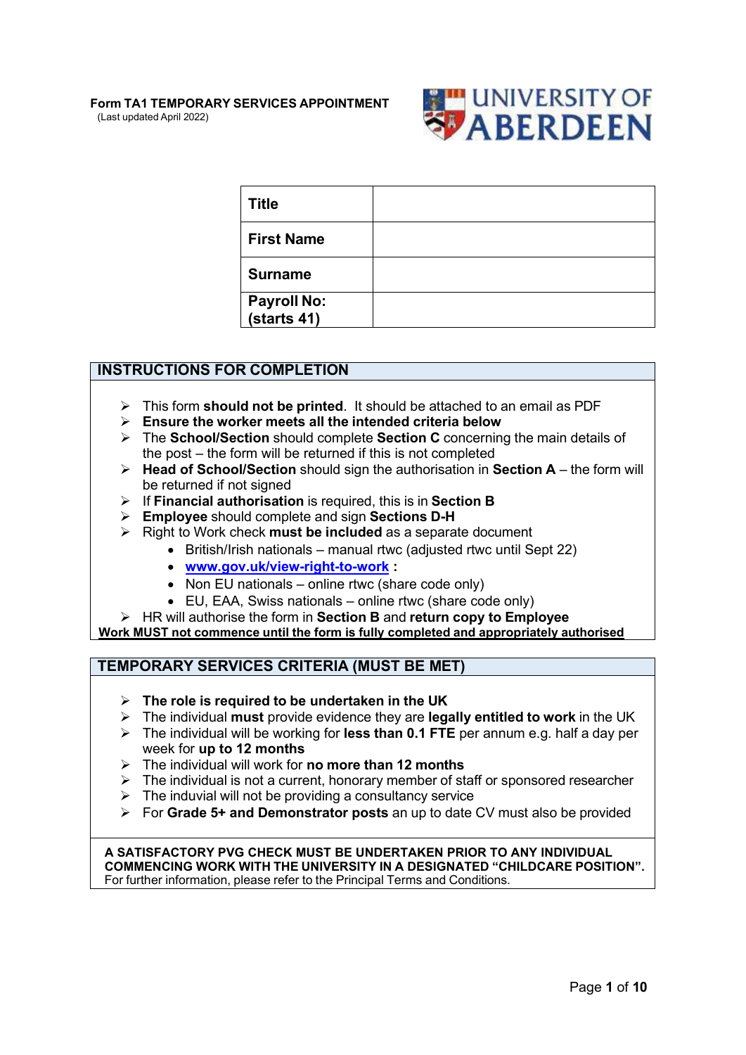**Form TA1 TEMPORARY SERVICES APPOINTMENT**
(Last updated April 2022)

UNIVERSITY OF ABERDEEN

| **Title** | |
|---|---|
| **First Name** | |
| **Surname** | |
| **Payroll No: (starts 41)** | |

## INSTRUCTIONS FOR COMPLETION

- This form **should not be printed**. It should be attached to an email as PDF
- **Ensure the worker meets all the intended criteria below**
- The **School/Section** should complete **Section C** concerning the main details of the post – the form will be returned if this is not completed
- **Head of School/Section** should sign the authorisation in **Section A** – the form will be returned if not signed
- If **Financial authorisation** is required, this is in **Section B**
- **Employee** should complete and sign **Sections D-H**
- Right to Work check **must be included** as a separate document
    - British/Irish nationals – manual rtwc (adjusted rtwc until Sept 22)
    - **www.gov.uk/view-right-to-work :**
    - Non EU nationals – online rtwc (share code only)
    - EU, EAA, Swiss nationals – online rtwc (share code only)
- HR will authorise the form in **Section B** and **return copy to Employee**

**Work MUST not commence until the form is fully completed and appropriately authorised**

## TEMPORARY SERVICES CRITERIA (MUST BE MET)

- **The role is required to be undertaken in the UK**
- The individual **must** provide evidence they are **legally entitled to work** in the UK
- The individual will be working for **less than 0.1 FTE** per annum e.g. half a day per week for **up to 12 months**
- The individual will work for **no more than 12 months**
- The individual is not a current, honorary member of staff or sponsored researcher
- The induvial will not be providing a consultancy service
- For **Grade 5+ and Demonstrator posts** an up to date CV must also be provided

**A SATISFACTORY PVG CHECK MUST BE UNDERTAKEN PRIOR TO ANY INDIVIDUAL COMMENCING WORK WITH THE UNIVERSITY IN A DESIGNATED "CHILDCARE POSITION".**
For further information, please refer to the Principal Terms and Conditions.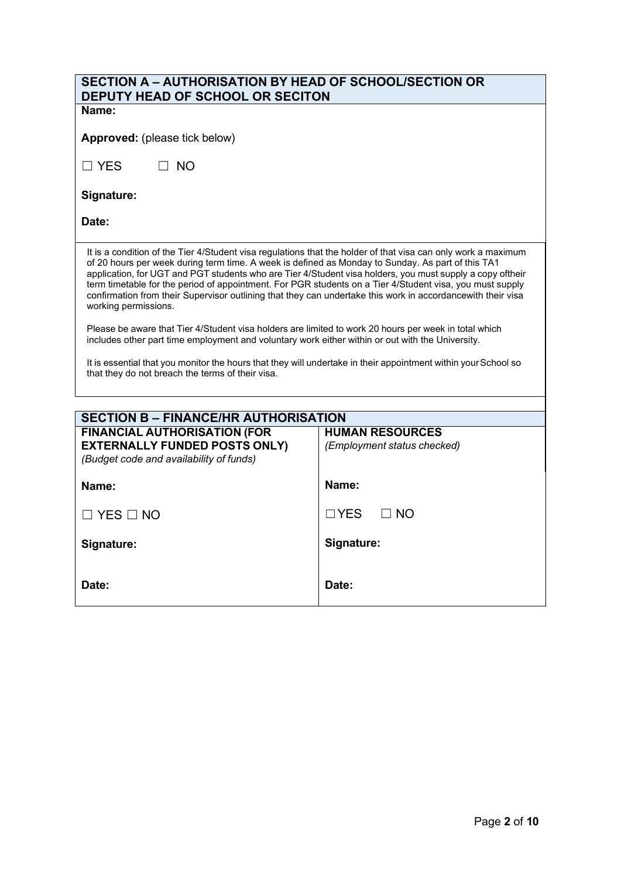## SECTION A – AUTHORISATION BY HEAD OF SCHOOL/SECTION OR DEPUTY HEAD OF SCHOOL OR SECITON

**Name:**

**Approved:** (please tick below)

☐ YES ☐ NO

**Signature:**

**Date:**

It is a condition of the Tier 4/Student visa regulations that the holder of that visa can only work a maximum of 20 hours per week during term time. A week is defined as Monday to Sunday. As part of this TA1 application, for UGT and PGT students who are Tier 4/Student visa holders, you must supply a copy oftheir term timetable for the period of appointment. For PGR students on a Tier 4/Student visa, you must supply confirmation from their Supervisor outlining that they can undertake this work in accordancewith their visa working permissions.

Please be aware that Tier 4/Student visa holders are limited to work 20 hours per week in total which includes other part time employment and voluntary work either within or out with the University.

It is essential that you monitor the hours that they will undertake in their appointment within yourSchool so that they do not breach the terms of their visa.

## SECTION B – FINANCE/HR AUTHORISATION

| **FINANCIAL AUTHORISATION (FOR EXTERNALLY FUNDED POSTS ONLY)** *(Budget code and availability of funds)* | **HUMAN RESOURCES** *(Employment status checked)* |
| --- | --- |
| **Name:** | **Name:** |
| ☐ YES ☐ NO | ☐YES ☐ NO |
| **Signature:** | **Signature:** |
| **Date:** | **Date:** |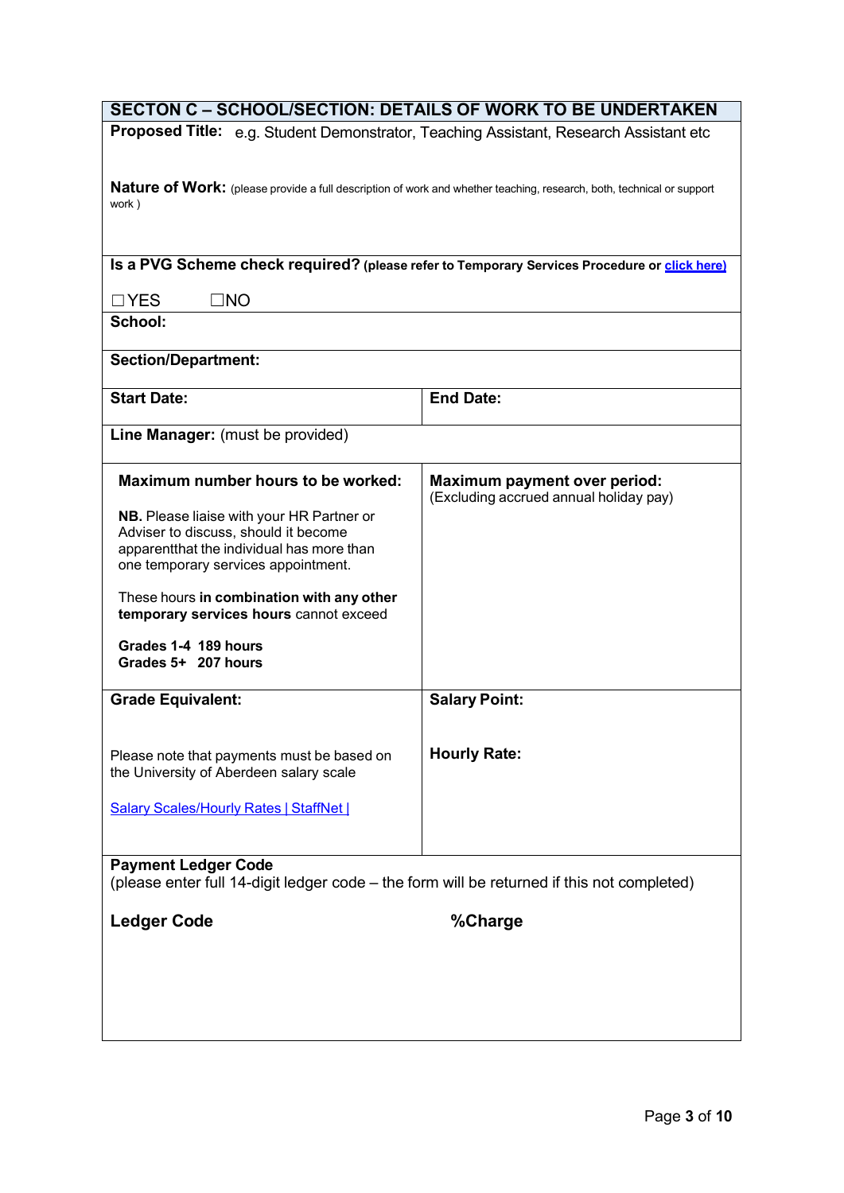## SECTON C – SCHOOL/SECTION: DETAILS OF WORK TO BE UNDERTAKEN

**Proposed Title:** e.g. Student Demonstrator, Teaching Assistant, Research Assistant etc

**Nature of Work:** (please provide a full description of work and whether teaching, research, both, technical or support work )

**Is a PVG Scheme check required? (please refer to Temporary Services Procedure or click here)**

☐YES ☐NO

**School:**

**Section/Department:**

| **Start Date:** | **End Date:** |
|---|---|

**Line Manager:** (must be provided)

| **Maximum number hours to be worked:**<br><br>**NB.** Please liaise with your HR Partner or Adviser to discuss, should it become apparentthat the individual has more than one temporary services appointment.<br><br>These hours **in combination with any other temporary services hours** cannot exceed<br><br>**Grades 1-4 189 hours**<br>**Grades 5+ 207 hours** | **Maximum payment over period:**<br>(Excluding accrued annual holiday pay) |
|---|---|
| **Grade Equivalent:**<br><br>Please note that payments must be based on the University of Aberdeen salary scale<br><br>Salary Scales/Hourly Rates \| StaffNet \| | **Salary Point:**<br><br>**Hourly Rate:** |

**Payment Ledger Code**
(please enter full 14-digit ledger code – the form will be returned if this not completed)

| **Ledger Code** | **%Charge** |
|---|---|
| | |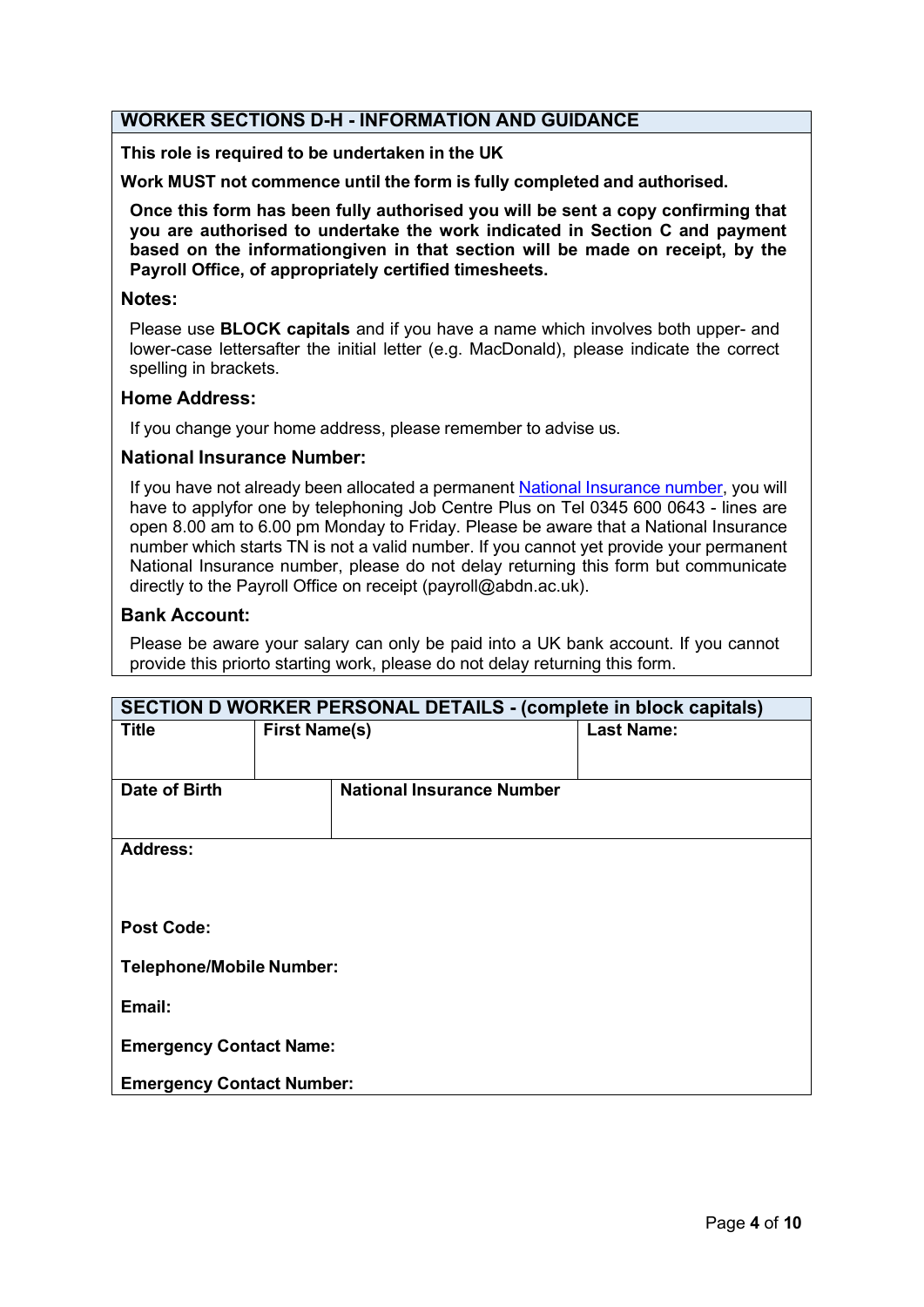## WORKER SECTIONS D-H - INFORMATION AND GUIDANCE

**This role is required to be undertaken in the UK**

**Work MUST not commence until the form is fully completed and authorised.**

**Once this form has been fully authorised you will be sent a copy confirming that you are authorised to undertake the work indicated in Section C and payment based on the informationgiven in that section will be made on receipt, by the Payroll Office, of appropriately certified timesheets.**

### Notes:

Please use **BLOCK capitals** and if you have a name which involves both upper- and lower-case lettersafter the initial letter (e.g. MacDonald), please indicate the correct spelling in brackets.

### Home Address:

If you change your home address, please remember to advise us.

### National Insurance Number:

If you have not already been allocated a permanent National Insurance number, you will have to applyfor one by telephoning Job Centre Plus on Tel 0345 600 0643 - lines are open 8.00 am to 6.00 pm Monday to Friday. Please be aware that a National Insurance number which starts TN is not a valid number. If you cannot yet provide your permanent National Insurance number, please do not delay returning this form but communicate directly to the Payroll Office on receipt (payroll@abdn.ac.uk).

### Bank Account:

Please be aware your salary can only be paid into a UK bank account. If you cannot provide this priorto starting work, please do not delay returning this form.

## SECTION D WORKER PERSONAL DETAILS - (complete in block capitals)

| Title | First Name(s) | Last Name: |
|---|---|---|
| | | |

| Date of Birth | National Insurance Number |
|---|---|
| | |

**Address:**

**Post Code:**

**Telephone/Mobile Number:**

**Email:**

**Emergency Contact Name:**

**Emergency Contact Number:**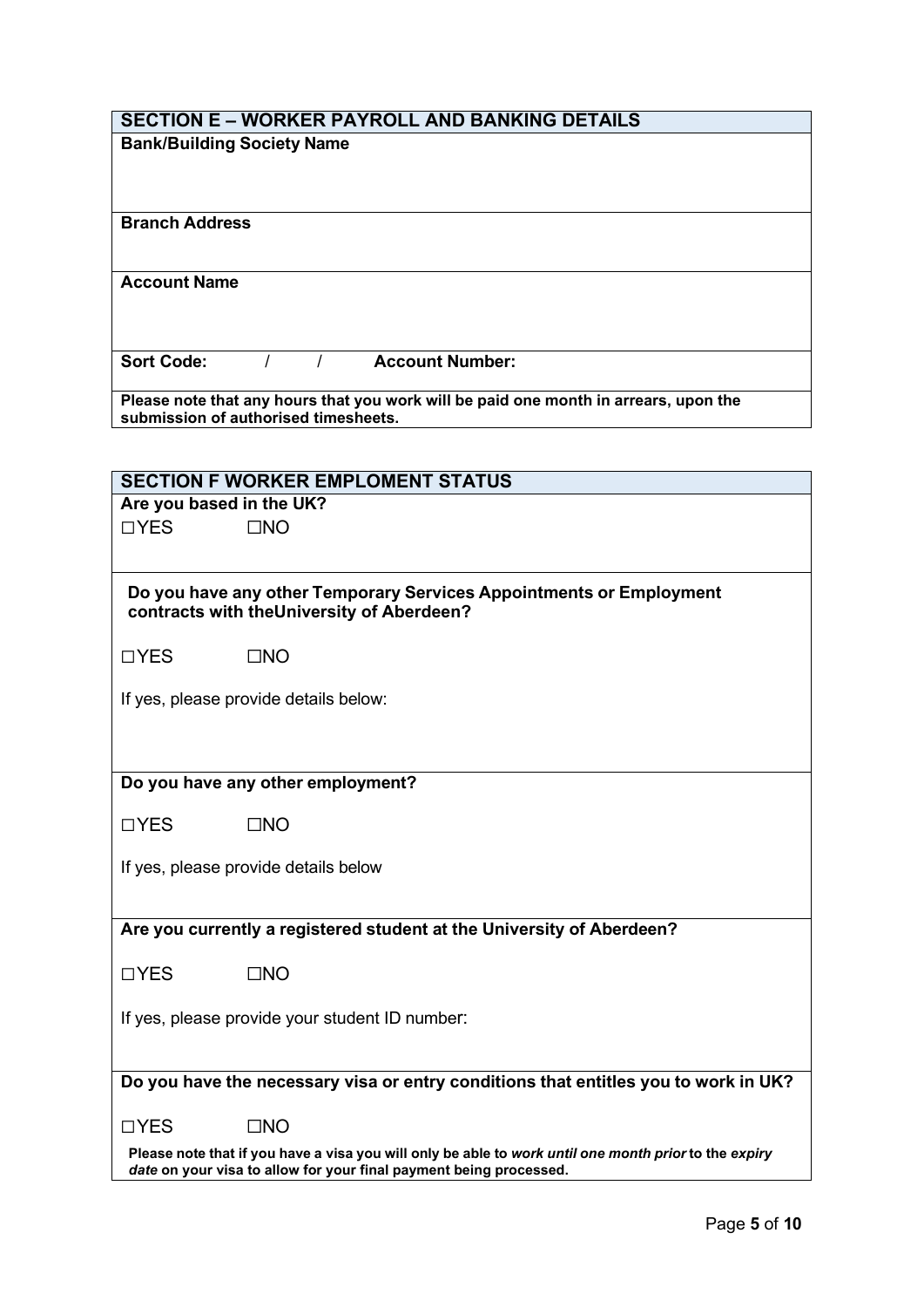## SECTION E – WORKER PAYROLL AND BANKING DETAILS

**Bank/Building Society Name**

**Branch Address**

**Account Name**

**Sort Code:** / / **Account Number:**

**Please note that any hours that you work will be paid one month in arrears, upon the submission of authorised timesheets.**

## SECTION F WORKER EMPLOMENT STATUS

**Are you based in the UK?**

☐YES ☐NO

**Do you have any other Temporary Services Appointments or Employment contracts with theUniversity of Aberdeen?**

☐YES ☐NO

If yes, please provide details below:

**Do you have any other employment?**

☐YES ☐NO

If yes, please provide details below

**Are you currently a registered student at the University of Aberdeen?**

☐YES ☐NO

If yes, please provide your student ID number:

**Do you have the necessary visa or entry conditions that entitles you to work in UK?**

☐YES ☐NO

**Please note that if you have a visa you will only be able to *work until one month prior* to the *expiry date* on your visa to allow for your final payment being processed.**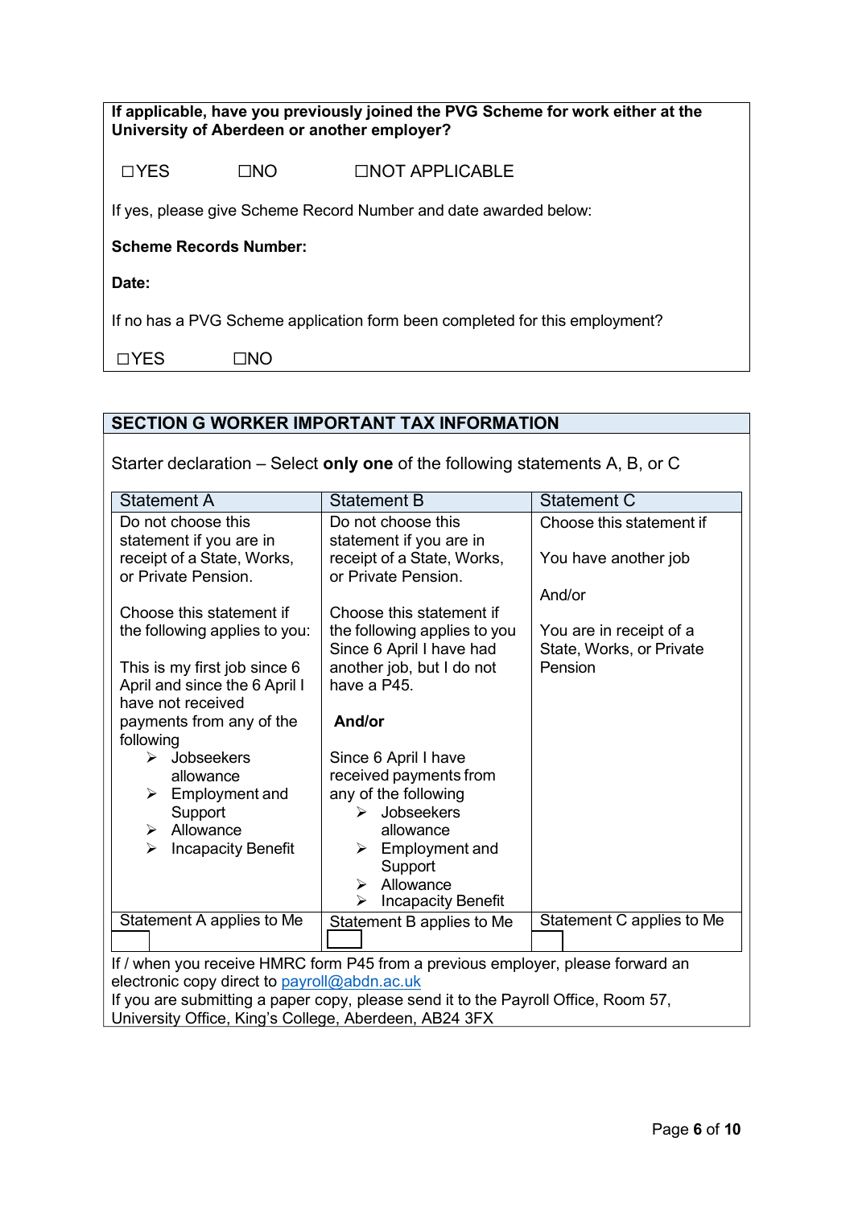**If applicable, have you previously joined the PVG Scheme for work either at the University of Aberdeen or another employer?**

☐YES ☐NO ☐NOT APPLICABLE

If yes, please give Scheme Record Number and date awarded below:

**Scheme Records Number:**

**Date:**

If no has a PVG Scheme application form been completed for this employment?

☐YES ☐NO

## SECTION G WORKER IMPORTANT TAX INFORMATION

Starter declaration – Select **only one** of the following statements A, B, or C

| Statement A | Statement B | Statement C |
|---|---|---|
| Do not choose this statement if you are in receipt of a State, Works, or Private Pension.<br><br>Choose this statement if the following applies to you:<br><br>This is my first job since 6 April and since the 6 April I have not received payments from any of the following<br>➢ Jobseekers allowance<br>➢ Employment and Support<br>➢ Allowance<br>➢ Incapacity Benefit | Do not choose this statement if you are in receipt of a State, Works, or Private Pension.<br><br>Choose this statement if the following applies to you Since 6 April I have had another job, but I do not have a P45.<br><br>**And/or**<br><br>Since 6 April I have received payments from any of the following<br>➢ Jobseekers allowance<br>➢ Employment and Support<br>➢ Allowance<br>➢ Incapacity Benefit | Choose this statement if<br><br>You have another job<br><br>And/or<br><br>You are in receipt of a State, Works, or Private Pension |
| Statement A applies to Me ☐ | Statement B applies to Me ☐ | Statement C applies to Me ☐ |

If / when you receive HMRC form P45 from a previous employer, please forward an electronic copy direct to payroll@abdn.ac.uk
If you are submitting a paper copy, please send it to the Payroll Office, Room 57, University Office, King's College, Aberdeen, AB24 3FX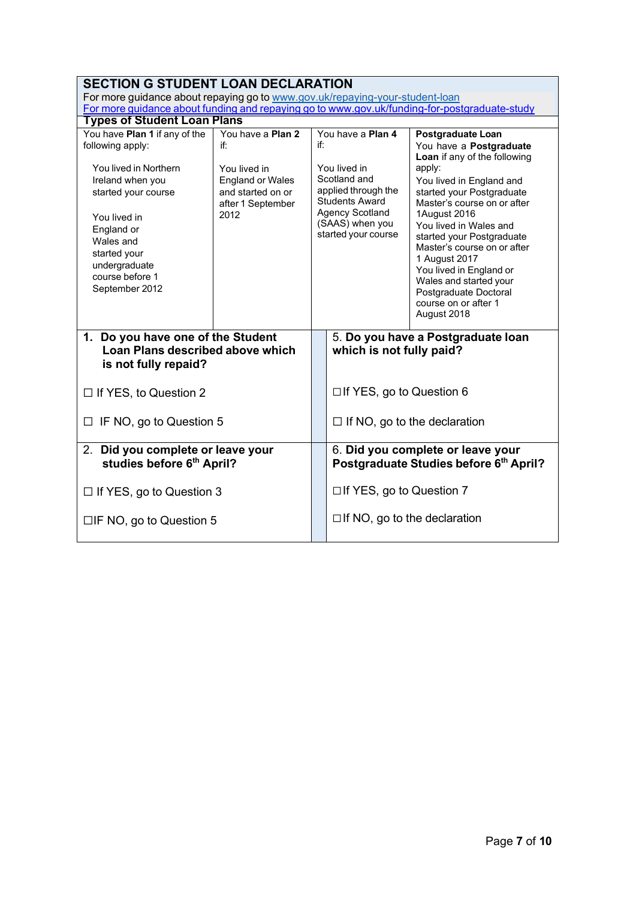## SECTION G STUDENT LOAN DECLARATION

For more guidance about repaying go to www.gov.uk/repaying-your-student-loan

For more guidance about funding and repaying go to www.gov.uk/funding-for-postgraduate-study

### Types of Student Loan Plans

| You have **Plan 1** if any of the following apply: | You have a **Plan 2** if: | You have a **Plan 4** if: | **Postgraduate Loan** |
|---|---|---|---|
| You lived in Northern Ireland when you started your course<br><br>You lived in England or Wales and started your undergraduate course before 1 September 2012 | You lived in England or Wales and started on or after 1 September 2012 | You lived in Scotland and applied through the Students Award Agency Scotland (SAAS) when you started your course | You have a **Postgraduate Loan** if any of the following apply:<br>You lived in England and started your Postgraduate Master's course on or after 1August 2016<br>You lived in Wales and started your Postgraduate Master's course on or after 1 August 2017<br>You lived in England or Wales and started your Postgraduate Doctoral course on or after 1 August 2018 |

**1. Do you have one of the Student Loan Plans described above which is not fully repaid?**

☐ If YES, to Question 2

☐ IF NO, go to Question 5

2. **Did you complete or leave your studies before 6th April?**

☐ If YES, go to Question 3

☐IF NO, go to Question 5

5. **Do you have a Postgraduate loan which is not fully paid?**

☐If YES, go to Question 6

☐ If NO, go to the declaration

6. **Did you complete or leave your Postgraduate Studies before 6th April?**

☐If YES, go to Question 7

☐If NO, go to the declaration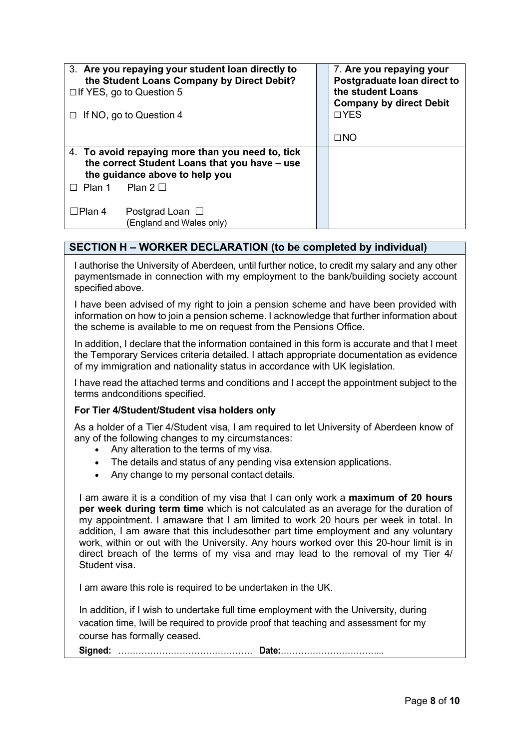| 3. **Are you repaying your student loan directly to the Student Loans Company by Direct Debit?**<br>☐ If YES, go to Question 5<br>☐ If NO, go to Question 4 | | 7. **Are you repaying your Postgraduate loan direct to the student Loans Company by direct Debit**<br>☐ YES<br>☐ NO |
|---|---|---|
| 4. **To avoid repaying more than you need to, tick the correct Student Loans that you have – use the guidance above to help you**<br>☐ Plan 1 Plan 2 ☐<br>☐ Plan 4 Postgrad Loan ☐<br>(England and Wales only) | | |

## SECTION H – WORKER DECLARATION (to be completed by individual)

I authorise the University of Aberdeen, until further notice, to credit my salary and any other paymentsmade in connection with my employment to the bank/building society account specified above.

I have been advised of my right to join a pension scheme and have been provided with information on how to join a pension scheme. I acknowledge that further information about the scheme is available to me on request from the Pensions Office.

In addition, I declare that the information contained in this form is accurate and that I meet the Temporary Services criteria detailed. I attach appropriate documentation as evidence of my immigration and nationality status in accordance with UK legislation.

I have read the attached terms and conditions and I accept the appointment subject to the terms andconditions specified.

**For Tier 4/Student/Student visa holders only**

As a holder of a Tier 4/Student visa, I am required to let University of Aberdeen know of any of the following changes to my circumstances:

- Any alteration to the terms of my visa.
- The details and status of any pending visa extension applications.
- Any change to my personal contact details.

I am aware it is a condition of my visa that I can only work a **maximum of 20 hours per week during term time** which is not calculated as an average for the duration of my appointment. I amaware that I am limited to work 20 hours per week in total. In addition, I am aware that this includesother part time employment and any voluntary work, within or out with the University. Any hours worked over this 20-hour limit is in direct breach of the terms of my visa and may lead to the removal of my Tier 4/ Student visa.

I am aware this role is required to be undertaken in the UK.

In addition, if I wish to undertake full time employment with the University, during vacation time, Iwill be required to provide proof that teaching and assessment for my course has formally ceased.

**Signed:** ………………………………………. **Date:**……………………………...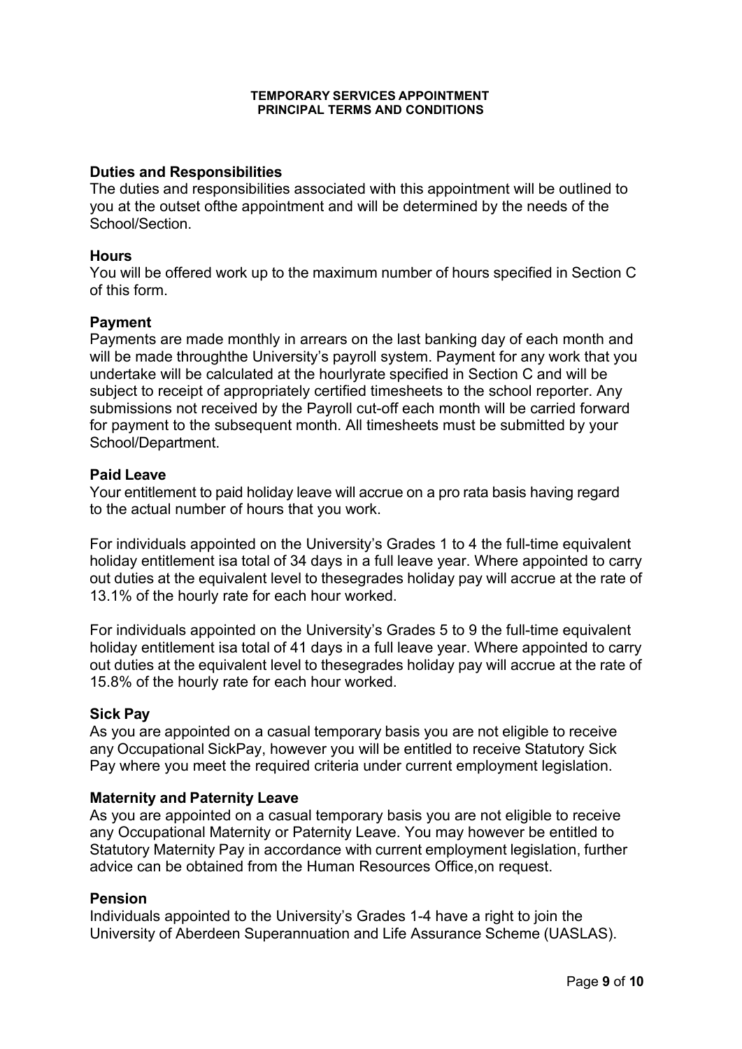**TEMPORARY SERVICES APPOINTMENT**
**PRINCIPAL TERMS AND CONDITIONS**

## Duties and Responsibilities

The duties and responsibilities associated with this appointment will be outlined to you at the outset ofthe appointment and will be determined by the needs of the School/Section.

## Hours

You will be offered work up to the maximum number of hours specified in Section C of this form.

## Payment

Payments are made monthly in arrears on the last banking day of each month and will be made throughthe University's payroll system. Payment for any work that you undertake will be calculated at the hourlyrate specified in Section C and will be subject to receipt of appropriately certified timesheets to the school reporter. Any submissions not received by the Payroll cut-off each month will be carried forward for payment to the subsequent month. All timesheets must be submitted by your School/Department.

## Paid Leave

Your entitlement to paid holiday leave will accrue on a pro rata basis having regard to the actual number of hours that you work.

For individuals appointed on the University's Grades 1 to 4 the full-time equivalent holiday entitlement isa total of 34 days in a full leave year. Where appointed to carry out duties at the equivalent level to thesegrades holiday pay will accrue at the rate of 13.1% of the hourly rate for each hour worked.

For individuals appointed on the University's Grades 5 to 9 the full-time equivalent holiday entitlement isa total of 41 days in a full leave year. Where appointed to carry out duties at the equivalent level to thesegrades holiday pay will accrue at the rate of 15.8% of the hourly rate for each hour worked.

## Sick Pay

As you are appointed on a casual temporary basis you are not eligible to receive any Occupational SickPay, however you will be entitled to receive Statutory Sick Pay where you meet the required criteria under current employment legislation.

## Maternity and Paternity Leave

As you are appointed on a casual temporary basis you are not eligible to receive any Occupational Maternity or Paternity Leave. You may however be entitled to Statutory Maternity Pay in accordance with current employment legislation, further advice can be obtained from the Human Resources Office,on request.

## Pension

Individuals appointed to the University's Grades 1-4 have a right to join the University of Aberdeen Superannuation and Life Assurance Scheme (UASLAS).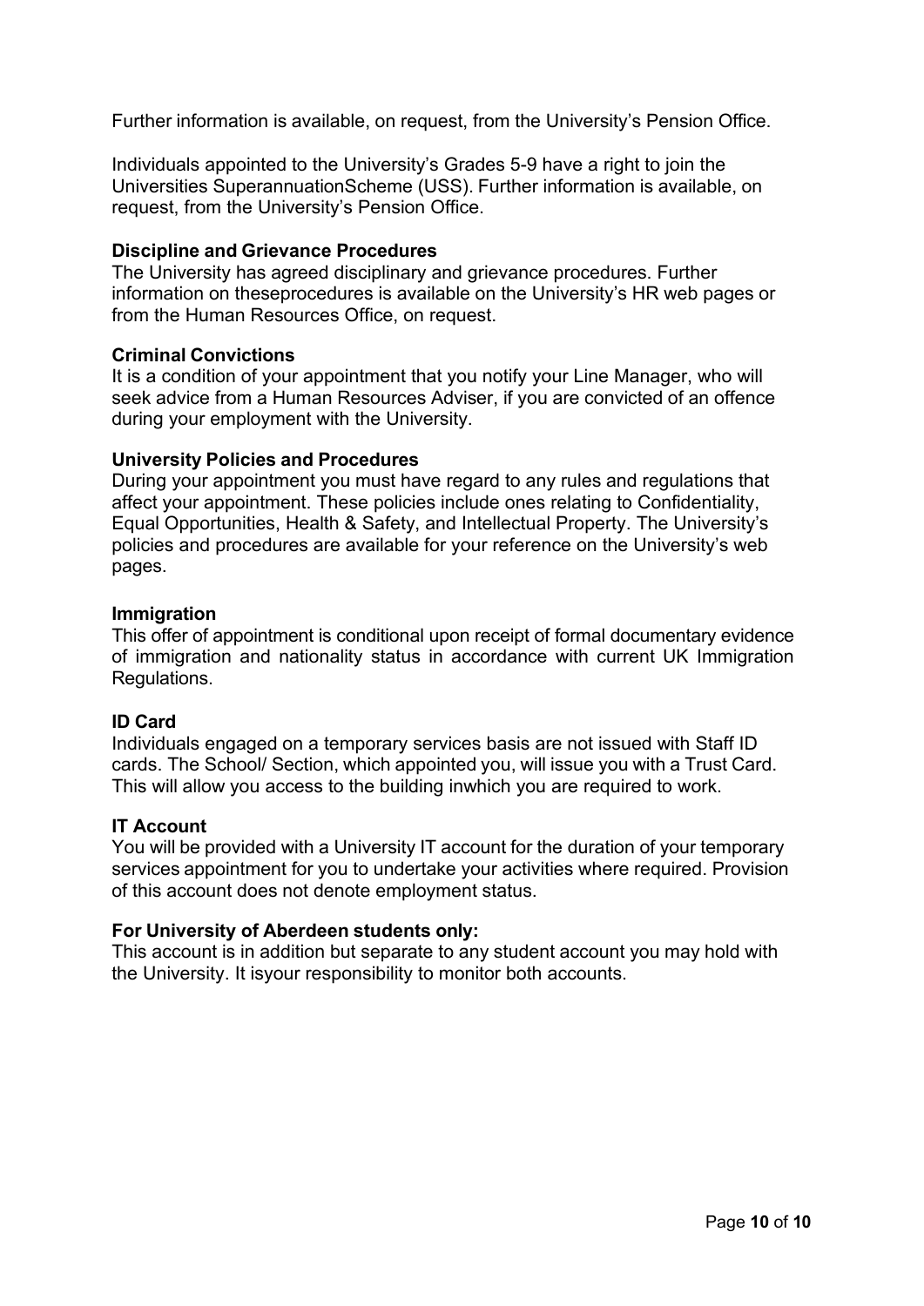Further information is available, on request, from the University's Pension Office.

Individuals appointed to the University's Grades 5-9 have a right to join the Universities SuperannuationScheme (USS). Further information is available, on request, from the University's Pension Office.

**Discipline and Grievance Procedures**

The University has agreed disciplinary and grievance procedures. Further information on theseprocedures is available on the University's HR web pages or from the Human Resources Office, on request.

**Criminal Convictions**

It is a condition of your appointment that you notify your Line Manager, who will seek advice from a Human Resources Adviser, if you are convicted of an offence during your employment with the University.

**University Policies and Procedures**

During your appointment you must have regard to any rules and regulations that affect your appointment. These policies include ones relating to Confidentiality, Equal Opportunities, Health & Safety, and Intellectual Property. The University's policies and procedures are available for your reference on the University's web pages.

**Immigration**

This offer of appointment is conditional upon receipt of formal documentary evidence of immigration and nationality status in accordance with current UK Immigration Regulations.

**ID Card**

Individuals engaged on a temporary services basis are not issued with Staff ID cards. The School/ Section, which appointed you, will issue you with a Trust Card. This will allow you access to the building inwhich you are required to work.

**IT Account**

You will be provided with a University IT account for the duration of your temporary services appointment for you to undertake your activities where required. Provision of this account does not denote employment status.

**For University of Aberdeen students only:**

This account is in addition but separate to any student account you may hold with the University. It isyour responsibility to monitor both accounts.